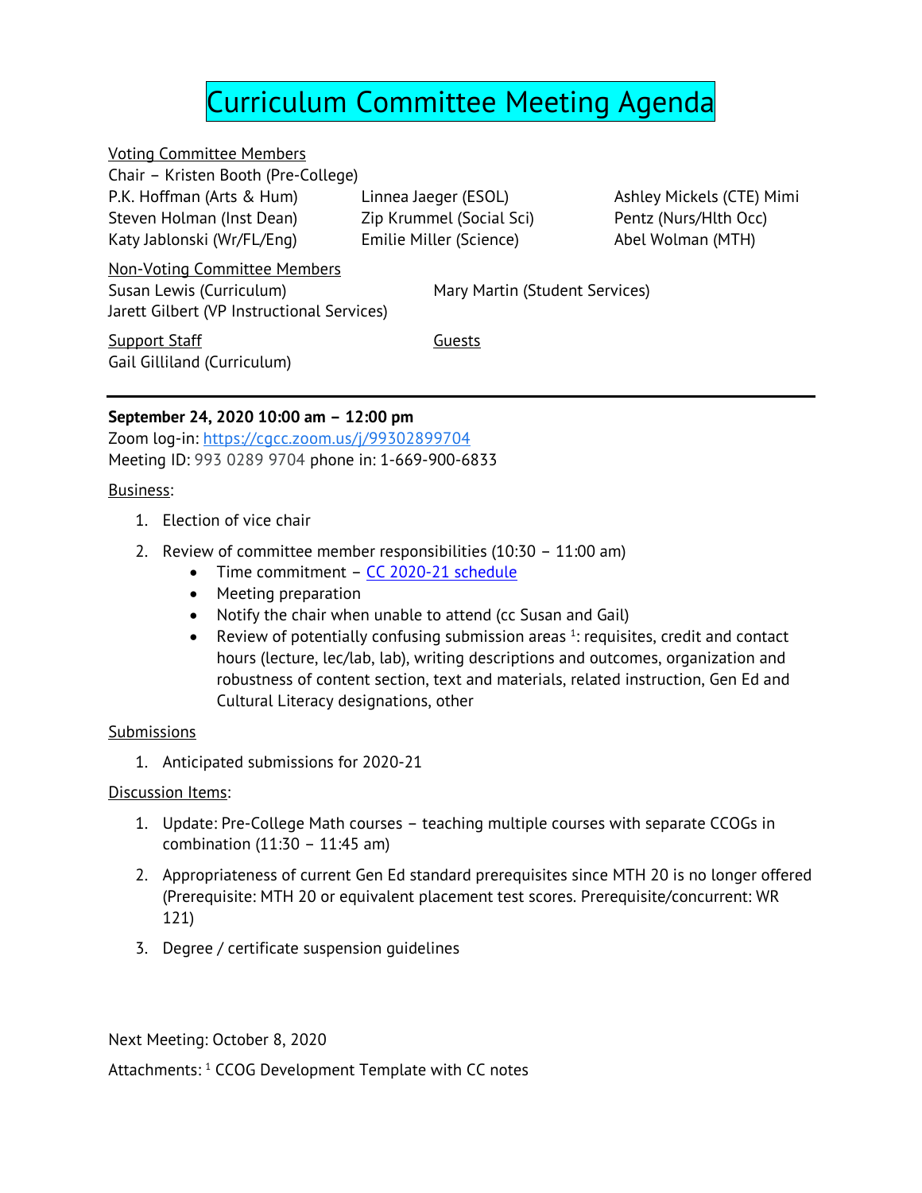# Curriculum Committee Meeting Agenda

Voting Committee Members

Chair – Kristen Booth (Pre-College)

P.K. Hoffman (Arts & Hum)
Steven Holman (Inst Dean)
Katy Jablonski (Wr/FL/Eng)
Linnea Jaeger (ESOL)
Zip Krummel (Social Sci)
Emilie Miller (Science)
Ashley Mickels (CTE)
Mimi Pentz (Nurs/Hlth Occ)
Abel Wolman (MTH)

Non-Voting Committee Members

Susan Lewis (Curriculum)
Jarett Gilbert (VP Instructional Services)
Mary Martin (Student Services)

Support Staff

Gail Gilliland (Curriculum)

Guests

---

**September 24, 2020 10:00 am – 12:00 pm**

Zoom log-in: https://cgcc.zoom.us/j/99302899704

Meeting ID: 993 0289 9704 phone in: 1-669-900-6833

Business:

1. Election of vice chair
2. Review of committee member responsibilities (10:30 – 11:00 am)
   - Time commitment – CC 2020-21 schedule
   - Meeting preparation
   - Notify the chair when unable to attend (cc Susan and Gail)
   - Review of potentially confusing submission areas [1]: requisites, credit and contact hours (lecture, lec/lab, lab), writing descriptions and outcomes, organization and robustness of content section, text and materials, related instruction, Gen Ed and Cultural Literacy designations, other

Submissions

1. Anticipated submissions for 2020-21

Discussion Items:

1. Update: Pre-College Math courses – teaching multiple courses with separate CCOGs in combination (11:30 – 11:45 am)
2. Appropriateness of current Gen Ed standard prerequisites since MTH 20 is no longer offered (Prerequisite: MTH 20 or equivalent placement test scores. Prerequisite/concurrent: WR 121)
3. Degree / certificate suspension guidelines

Next Meeting: October 8, 2020

Attachments: [1] CCOG Development Template with CC notes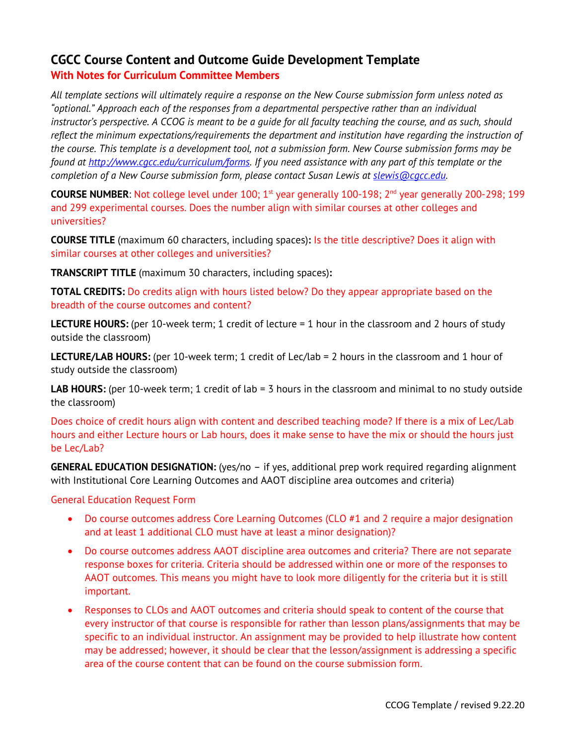# CGCC Course Content and Outcome Guide Development Template

**With Notes for Curriculum Committee Members**

*All template sections will ultimately require a response on the New Course submission form unless noted as "optional." Approach each of the responses from a departmental perspective rather than an individual instructor's perspective. A CCOG is meant to be a guide for all faculty teaching the course, and as such, should reflect the minimum expectations/requirements the department and institution have regarding the instruction of the course. This template is a development tool, not a submission form. New Course submission forms may be found at [http://www.cgcc.edu/curriculum/forms](http://www.cgcc.edu/curriculum/forms). If you need assistance with any part of this template or the completion of a New Course submission form, please contact Susan Lewis at [slewis@cgcc.edu](mailto:slewis@cgcc.edu).*

**COURSE NUMBER**: Not college level under 100; 1st year generally 100-198; 2nd year generally 200-298; 199 and 299 experimental courses. Does the number align with similar courses at other colleges and universities?

**COURSE TITLE** (maximum 60 characters, including spaces)**:** Is the title descriptive? Does it align with similar courses at other colleges and universities?

**TRANSCRIPT TITLE** (maximum 30 characters, including spaces)**:**

**TOTAL CREDITS:** Do credits align with hours listed below? Do they appear appropriate based on the breadth of the course outcomes and content?

**LECTURE HOURS:** (per 10-week term; 1 credit of lecture = 1 hour in the classroom and 2 hours of study outside the classroom)

**LECTURE/LAB HOURS:** (per 10-week term; 1 credit of Lec/lab = 2 hours in the classroom and 1 hour of study outside the classroom)

**LAB HOURS:** (per 10-week term; 1 credit of lab = 3 hours in the classroom and minimal to no study outside the classroom)

Does choice of credit hours align with content and described teaching mode? If there is a mix of Lec/Lab hours and either Lecture hours or Lab hours, does it make sense to have the mix or should the hours just be Lec/Lab?

**GENERAL EDUCATION DESIGNATION:** (yes/no – if yes, additional prep work required regarding alignment with Institutional Core Learning Outcomes and AAOT discipline area outcomes and criteria)

General Education Request Form

- Do course outcomes address Core Learning Outcomes (CLO #1 and 2 require a major designation and at least 1 additional CLO must have at least a minor designation)?
- Do course outcomes address AAOT discipline area outcomes and criteria? There are not separate response boxes for criteria. Criteria should be addressed within one or more of the responses to AAOT outcomes. This means you might have to look more diligently for the criteria but it is still important.
- Responses to CLOs and AAOT outcomes and criteria should speak to content of the course that every instructor of that course is responsible for rather than lesson plans/assignments that may be specific to an individual instructor. An assignment may be provided to help illustrate how content may be addressed; however, it should be clear that the lesson/assignment is addressing a specific area of the course content that can be found on the course submission form.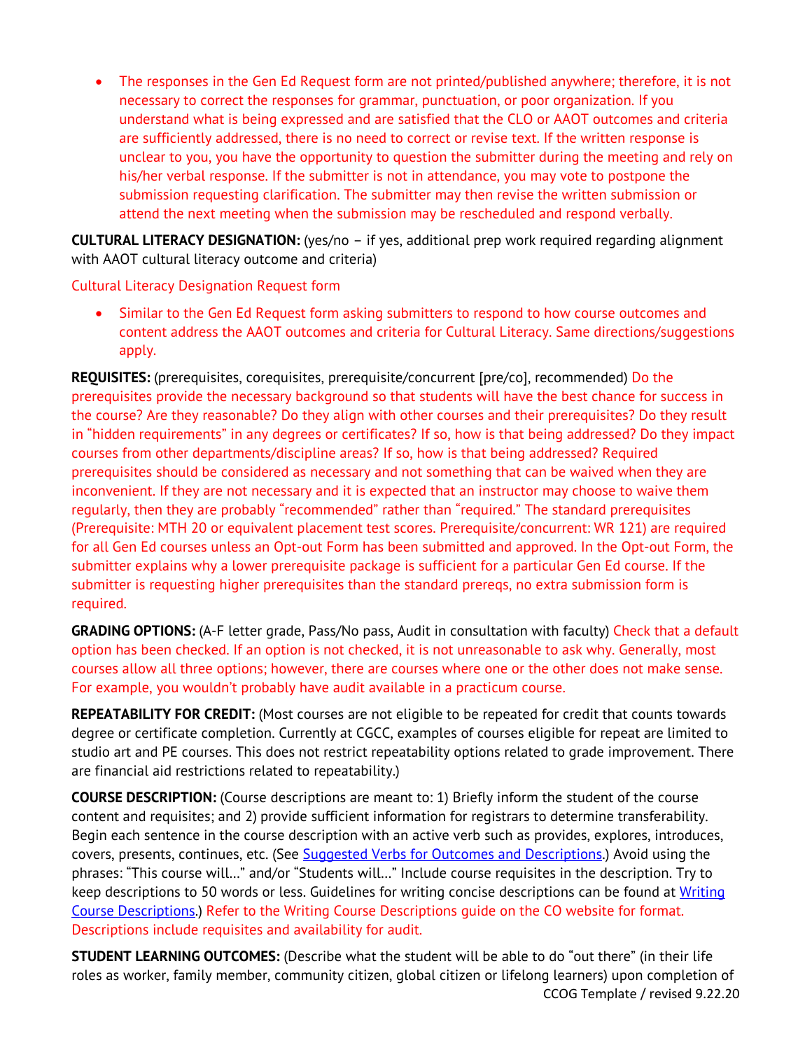- The responses in the Gen Ed Request form are not printed/published anywhere; therefore, it is not necessary to correct the responses for grammar, punctuation, or poor organization. If you understand what is being expressed and are satisfied that the CLO or AAOT outcomes and criteria are sufficiently addressed, there is no need to correct or revise text. If the written response is unclear to you, you have the opportunity to question the submitter during the meeting and rely on his/her verbal response. If the submitter is not in attendance, you may vote to postpone the submission requesting clarification. The submitter may then revise the written submission or attend the next meeting when the submission may be rescheduled and respond verbally.

**CULTURAL LITERACY DESIGNATION:** (yes/no – if yes, additional prep work required regarding alignment with AAOT cultural literacy outcome and criteria)

Cultural Literacy Designation Request form

- Similar to the Gen Ed Request form asking submitters to respond to how course outcomes and content address the AAOT outcomes and criteria for Cultural Literacy. Same directions/suggestions apply.

**REQUISITES:** (prerequisites, corequisites, prerequisite/concurrent [pre/co], recommended) Do the prerequisites provide the necessary background so that students will have the best chance for success in the course? Are they reasonable? Do they align with other courses and their prerequisites? Do they result in "hidden requirements" in any degrees or certificates? If so, how is that being addressed? Do they impact courses from other departments/discipline areas? If so, how is that being addressed? Required prerequisites should be considered as necessary and not something that can be waived when they are inconvenient. If they are not necessary and it is expected that an instructor may choose to waive them regularly, then they are probably "recommended" rather than "required." The standard prerequisites (Prerequisite: MTH 20 or equivalent placement test scores. Prerequisite/concurrent: WR 121) are required for all Gen Ed courses unless an Opt-out Form has been submitted and approved. In the Opt-out Form, the submitter explains why a lower prerequisite package is sufficient for a particular Gen Ed course. If the submitter is requesting higher prerequisites than the standard prereqs, no extra submission form is required.

**GRADING OPTIONS:** (A-F letter grade, Pass/No pass, Audit in consultation with faculty) Check that a default option has been checked. If an option is not checked, it is not unreasonable to ask why. Generally, most courses allow all three options; however, there are courses where one or the other does not make sense. For example, you wouldn't probably have audit available in a practicum course.

**REPEATABILITY FOR CREDIT:** (Most courses are not eligible to be repeated for credit that counts towards degree or certificate completion. Currently at CGCC, examples of courses eligible for repeat are limited to studio art and PE courses. This does not restrict repeatability options related to grade improvement. There are financial aid restrictions related to repeatability.)

**COURSE DESCRIPTION:** (Course descriptions are meant to: 1) Briefly inform the student of the course content and requisites; and 2) provide sufficient information for registrars to determine transferability. Begin each sentence in the course description with an active verb such as provides, explores, introduces, covers, presents, continues, etc. (See [Suggested Verbs for Outcomes and Descriptions](#).) Avoid using the phrases: "This course will…" and/or "Students will…" Include course requisites in the description. Try to keep descriptions to 50 words or less. Guidelines for writing concise descriptions can be found at [Writing Course Descriptions](#).) Refer to the Writing Course Descriptions guide on the CO website for format. Descriptions include requisites and availability for audit.

**STUDENT LEARNING OUTCOMES:** (Describe what the student will be able to do "out there" (in their life roles as worker, family member, community citizen, global citizen or lifelong learners) upon completion of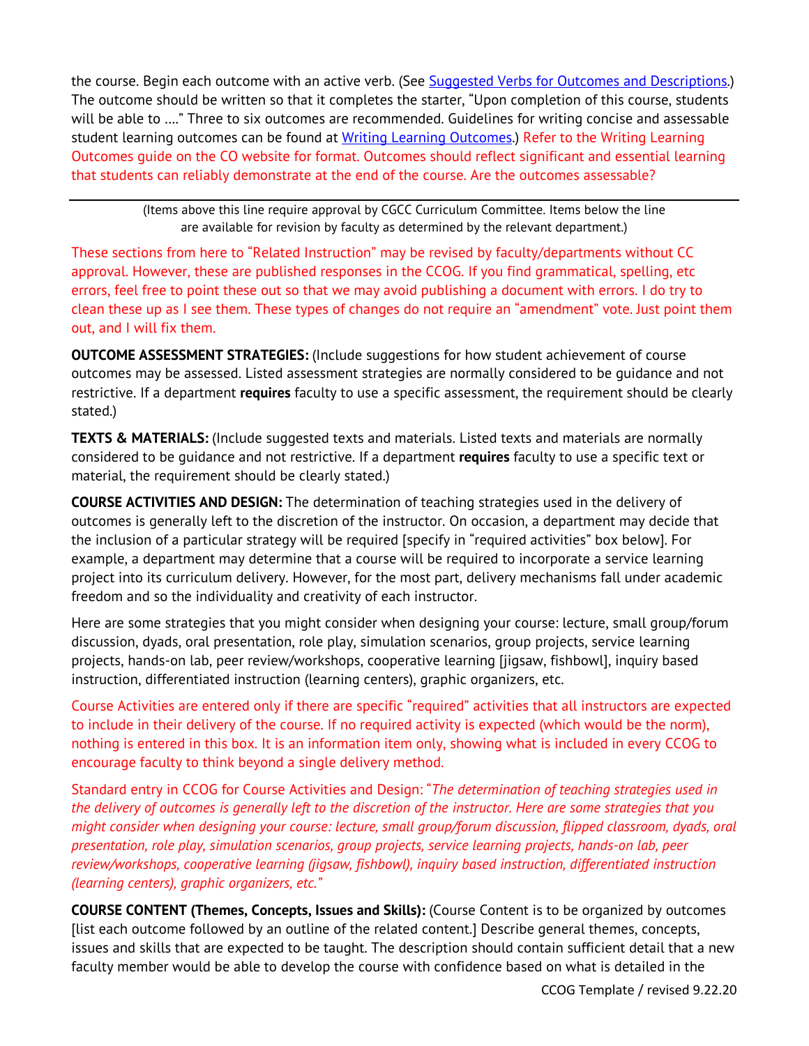the course. Begin each outcome with an active verb. (See Suggested Verbs for Outcomes and Descriptions.) The outcome should be written so that it completes the starter, "Upon completion of this course, students will be able to …." Three to six outcomes are recommended. Guidelines for writing concise and assessable student learning outcomes can be found at Writing Learning Outcomes.) Refer to the Writing Learning Outcomes guide on the CO website for format. Outcomes should reflect significant and essential learning that students can reliably demonstrate at the end of the course. Are the outcomes assessable?

---

(Items above this line require approval by CGCC Curriculum Committee. Items below the line are available for revision by faculty as determined by the relevant department.)

These sections from here to "Related Instruction" may be revised by faculty/departments without CC approval. However, these are published responses in the CCOG. If you find grammatical, spelling, etc errors, feel free to point these out so that we may avoid publishing a document with errors. I do try to clean these up as I see them. These types of changes do not require an "amendment" vote. Just point them out, and I will fix them.

**OUTCOME ASSESSMENT STRATEGIES:** (Include suggestions for how student achievement of course outcomes may be assessed. Listed assessment strategies are normally considered to be guidance and not restrictive. If a department **requires** faculty to use a specific assessment, the requirement should be clearly stated.)

**TEXTS & MATERIALS:** (Include suggested texts and materials. Listed texts and materials are normally considered to be guidance and not restrictive. If a department **requires** faculty to use a specific text or material, the requirement should be clearly stated.)

**COURSE ACTIVITIES AND DESIGN:** The determination of teaching strategies used in the delivery of outcomes is generally left to the discretion of the instructor. On occasion, a department may decide that the inclusion of a particular strategy will be required [specify in "required activities" box below]. For example, a department may determine that a course will be required to incorporate a service learning project into its curriculum delivery. However, for the most part, delivery mechanisms fall under academic freedom and so the individuality and creativity of each instructor.

Here are some strategies that you might consider when designing your course: lecture, small group/forum discussion, dyads, oral presentation, role play, simulation scenarios, group projects, service learning projects, hands-on lab, peer review/workshops, cooperative learning [jigsaw, fishbowl], inquiry based instruction, differentiated instruction (learning centers), graphic organizers, etc.

Course Activities are entered only if there are specific "required" activities that all instructors are expected to include in their delivery of the course. If no required activity is expected (which would be the norm), nothing is entered in this box. It is an information item only, showing what is included in every CCOG to encourage faculty to think beyond a single delivery method.

Standard entry in CCOG for Course Activities and Design: "*The determination of teaching strategies used in the delivery of outcomes is generally left to the discretion of the instructor. Here are some strategies that you might consider when designing your course: lecture, small group/forum discussion, flipped classroom, dyads, oral presentation, role play, simulation scenarios, group projects, service learning projects, hands-on lab, peer review/workshops, cooperative learning (jigsaw, fishbowl), inquiry based instruction, differentiated instruction (learning centers), graphic organizers, etc.*"

**COURSE CONTENT (Themes, Concepts, Issues and Skills):** (Course Content is to be organized by outcomes [list each outcome followed by an outline of the related content.] Describe general themes, concepts, issues and skills that are expected to be taught. The description should contain sufficient detail that a new faculty member would be able to develop the course with confidence based on what is detailed in the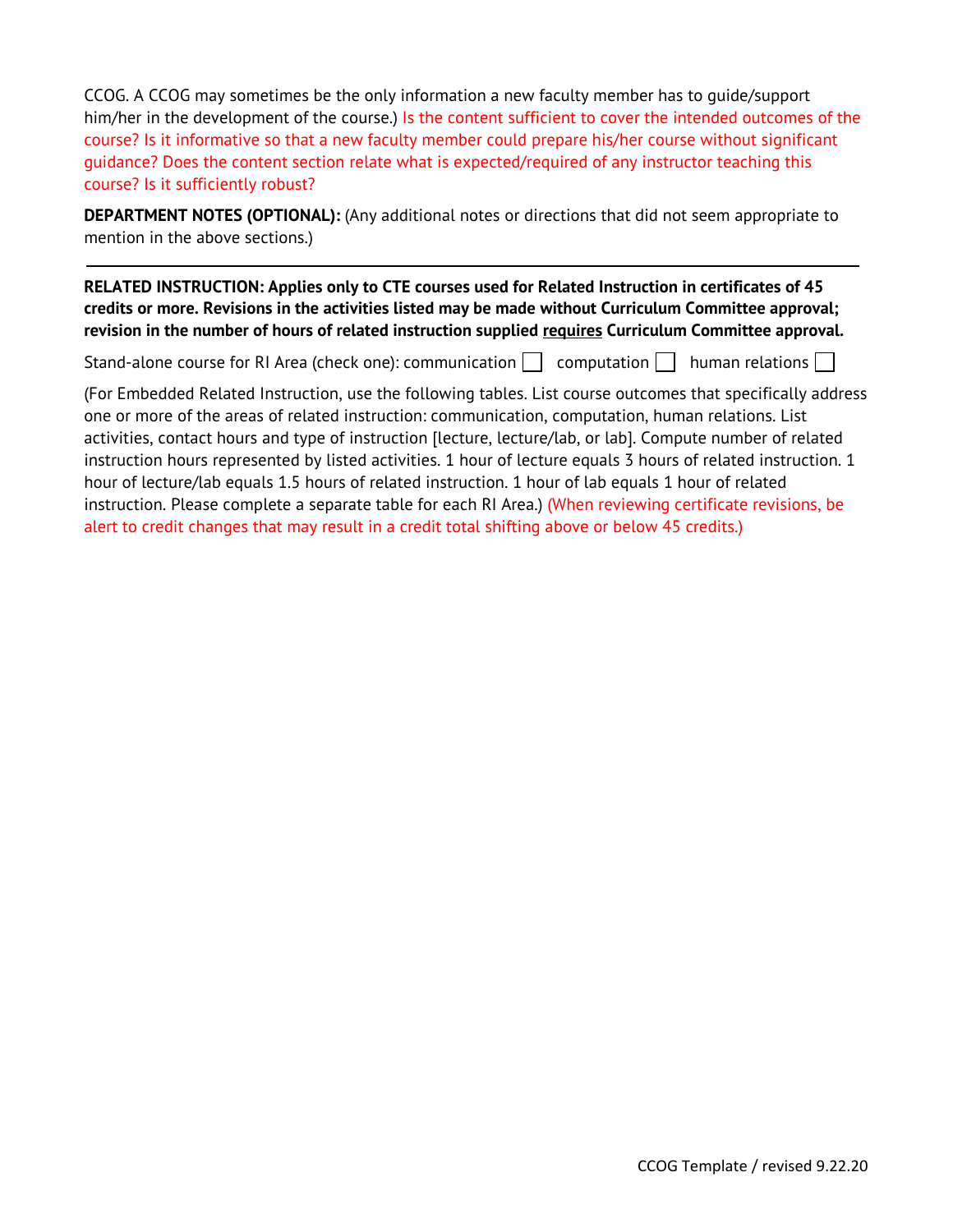CCOG. A CCOG may sometimes be the only information a new faculty member has to guide/support him/her in the development of the course.) Is the content sufficient to cover the intended outcomes of the course? Is it informative so that a new faculty member could prepare his/her course without significant guidance? Does the content section relate what is expected/required of any instructor teaching this course? Is it sufficiently robust?

**DEPARTMENT NOTES (OPTIONAL):** (Any additional notes or directions that did not seem appropriate to mention in the above sections.)

---

**RELATED INSTRUCTION: Applies only to CTE courses used for Related Instruction in certificates of 45 credits or more. Revisions in the activities listed may be made without Curriculum Committee approval; revision in the number of hours of related instruction supplied requires Curriculum Committee approval.**

Stand-alone course for RI Area (check one): communication ☐ computation ☐ human relations ☐

(For Embedded Related Instruction, use the following tables. List course outcomes that specifically address one or more of the areas of related instruction: communication, computation, human relations. List activities, contact hours and type of instruction [lecture, lecture/lab, or lab]. Compute number of related instruction hours represented by listed activities. 1 hour of lecture equals 3 hours of related instruction. 1 hour of lecture/lab equals 1.5 hours of related instruction. 1 hour of lab equals 1 hour of related instruction. Please complete a separate table for each RI Area.) (When reviewing certificate revisions, be alert to credit changes that may result in a credit total shifting above or below 45 credits.)